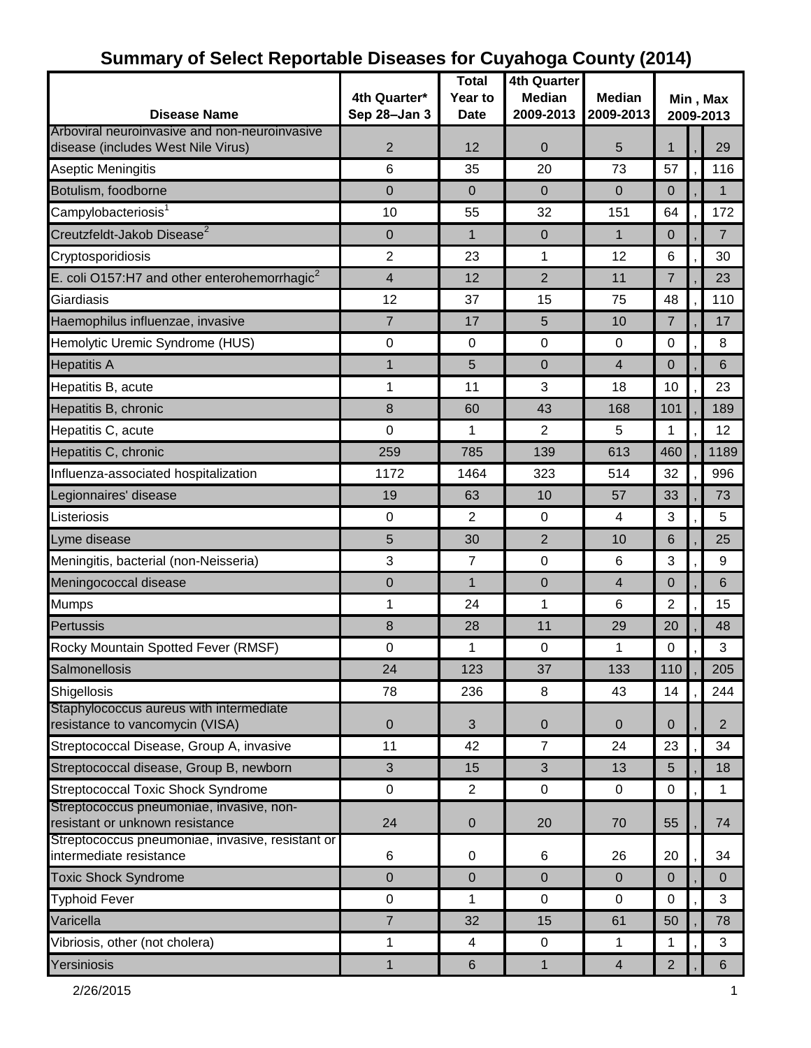# Summary of Select Reportable Diseases for Cuyahoga County (2014)

| Disease Name | 4th Quarter* Sep 28–Jan 3 | Total Year to Date | 4th Quarter Median 2009-2013 | Median 2009-2013 | Min , Max 2009-2013 | | |
|---|---|---|---|---|---|---|---|
| Arboviral neuroinvasive and non-neuroinvasive disease (includes West Nile Virus) | 2 | 12 | 0 | 5 | 1 | , | 29 |
| Aseptic Meningitis | 6 | 35 | 20 | 73 | 57 | , | 116 |
| Botulism, foodborne | 0 | 0 | 0 | 0 | 0 | , | 1 |
| Campylobacteriosis[1] | 10 | 55 | 32 | 151 | 64 | , | 172 |
| Creutzfeldt-Jakob Disease[2] | 0 | 1 | 0 | 1 | 0 | , | 7 |
| Cryptosporidiosis | 2 | 23 | 1 | 12 | 6 | , | 30 |
| E. coli O157:H7 and other enterohemorrhagic[2] | 4 | 12 | 2 | 11 | 7 | , | 23 |
| Giardiasis | 12 | 37 | 15 | 75 | 48 | , | 110 |
| Haemophilus influenzae, invasive | 7 | 17 | 5 | 10 | 7 | , | 17 |
| Hemolytic Uremic Syndrome (HUS) | 0 | 0 | 0 | 0 | 0 | , | 8 |
| Hepatitis A | 1 | 5 | 0 | 4 | 0 | , | 6 |
| Hepatitis B, acute | 1 | 11 | 3 | 18 | 10 | , | 23 |
| Hepatitis B, chronic | 8 | 60 | 43 | 168 | 101 | , | 189 |
| Hepatitis C, acute | 0 | 1 | 2 | 5 | 1 | , | 12 |
| Hepatitis C, chronic | 259 | 785 | 139 | 613 | 460 | , | 1189 |
| Influenza-associated hospitalization | 1172 | 1464 | 323 | 514 | 32 | , | 996 |
| Legionnaires' disease | 19 | 63 | 10 | 57 | 33 | , | 73 |
| Listeriosis | 0 | 2 | 0 | 4 | 3 | , | 5 |
| Lyme disease | 5 | 30 | 2 | 10 | 6 | , | 25 |
| Meningitis, bacterial (non-Neisseria) | 3 | 7 | 0 | 6 | 3 | , | 9 |
| Meningococcal disease | 0 | 1 | 0 | 4 | 0 | , | 6 |
| Mumps | 1 | 24 | 1 | 6 | 2 | , | 15 |
| Pertussis | 8 | 28 | 11 | 29 | 20 | , | 48 |
| Rocky Mountain Spotted Fever (RMSF) | 0 | 1 | 0 | 1 | 0 | , | 3 |
| Salmonellosis | 24 | 123 | 37 | 133 | 110 | , | 205 |
| Shigellosis | 78 | 236 | 8 | 43 | 14 | , | 244 |
| Staphylococcus aureus with intermediate resistance to vancomycin (VISA) | 0 | 3 | 0 | 0 | 0 | , | 2 |
| Streptococcal Disease, Group A, invasive | 11 | 42 | 7 | 24 | 23 | , | 34 |
| Streptococcal disease, Group B, newborn | 3 | 15 | 3 | 13 | 5 | , | 18 |
| Streptococcal Toxic Shock Syndrome | 0 | 2 | 0 | 0 | 0 | , | 1 |
| Streptococcus pneumoniae, invasive, non-resistant or unknown resistance | 24 | 0 | 20 | 70 | 55 | , | 74 |
| Streptococcus pneumoniae, invasive, resistant or intermediate resistance | 6 | 0 | 6 | 26 | 20 | , | 34 |
| Toxic Shock Syndrome | 0 | 0 | 0 | 0 | 0 | , | 0 |
| Typhoid Fever | 0 | 1 | 0 | 0 | 0 | , | 3 |
| Varicella | 7 | 32 | 15 | 61 | 50 | , | 78 |
| Vibriosis, other (not cholera) | 1 | 4 | 0 | 1 | 1 | , | 3 |
| Yersiniosis | 1 | 6 | 1 | 4 | 2 | , | 6 |

2/26/2015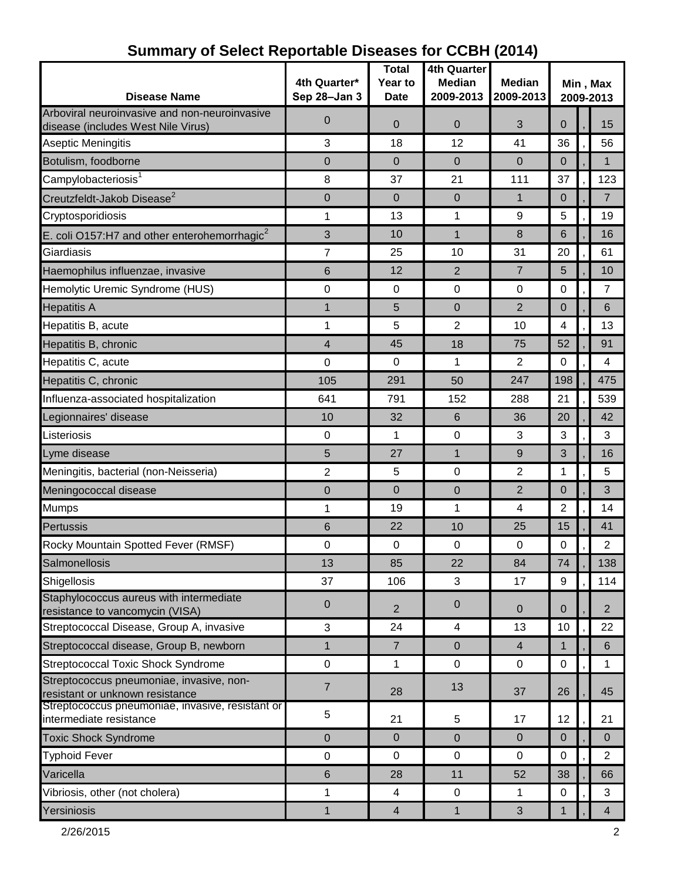# Summary of Select Reportable Diseases for CCBH (2014)

| Disease Name | 4th Quarter* Sep 28–Jan 3 | Total Year to Date | 4th Quarter Median 2009-2013 | Median 2009-2013 | Min , Max 2009-2013 | | |
|---|---|---|---|---|---|---|---|
| Arboviral neuroinvasive and non-neuroinvasive disease (includes West Nile Virus) | 0 | 0 | 0 | 3 | 0 | , | 15 |
| Aseptic Meningitis | 3 | 18 | 12 | 41 | 36 | , | 56 |
| Botulism, foodborne | 0 | 0 | 0 | 0 | 0 | , | 1 |
| Campylobacteriosis[1] | 8 | 37 | 21 | 111 | 37 | , | 123 |
| Creutzfeldt-Jakob Disease[2] | 0 | 0 | 0 | 1 | 0 | , | 7 |
| Cryptosporidiosis | 1 | 13 | 1 | 9 | 5 | , | 19 |
| E. coli O157:H7 and other enterohemorrhagic[2] | 3 | 10 | 1 | 8 | 6 | , | 16 |
| Giardiasis | 7 | 25 | 10 | 31 | 20 | , | 61 |
| Haemophilus influenzae, invasive | 6 | 12 | 2 | 7 | 5 | , | 10 |
| Hemolytic Uremic Syndrome (HUS) | 0 | 0 | 0 | 0 | 0 | , | 7 |
| Hepatitis A | 1 | 5 | 0 | 2 | 0 | , | 6 |
| Hepatitis B, acute | 1 | 5 | 2 | 10 | 4 | , | 13 |
| Hepatitis B, chronic | 4 | 45 | 18 | 75 | 52 | , | 91 |
| Hepatitis C, acute | 0 | 0 | 1 | 2 | 0 | , | 4 |
| Hepatitis C, chronic | 105 | 291 | 50 | 247 | 198 | , | 475 |
| Influenza-associated hospitalization | 641 | 791 | 152 | 288 | 21 | , | 539 |
| Legionnaires' disease | 10 | 32 | 6 | 36 | 20 | , | 42 |
| Listeriosis | 0 | 1 | 0 | 3 | 3 | , | 3 |
| Lyme disease | 5 | 27 | 1 | 9 | 3 | , | 16 |
| Meningitis, bacterial (non-Neisseria) | 2 | 5 | 0 | 2 | 1 | , | 5 |
| Meningococcal disease | 0 | 0 | 0 | 2 | 0 | , | 3 |
| Mumps | 1 | 19 | 1 | 4 | 2 | , | 14 |
| Pertussis | 6 | 22 | 10 | 25 | 15 | , | 41 |
| Rocky Mountain Spotted Fever (RMSF) | 0 | 0 | 0 | 0 | 0 | , | 2 |
| Salmonellosis | 13 | 85 | 22 | 84 | 74 | , | 138 |
| Shigellosis | 37 | 106 | 3 | 17 | 9 | , | 114 |
| Staphylococcus aureus with intermediate resistance to vancomycin (VISA) | 0 | 2 | 0 | 0 | 0 | , | 2 |
| Streptococcal Disease, Group A, invasive | 3 | 24 | 4 | 13 | 10 | , | 22 |
| Streptococcal disease, Group B, newborn | 1 | 7 | 0 | 4 | 1 | , | 6 |
| Streptococcal Toxic Shock Syndrome | 0 | 1 | 0 | 0 | 0 | , | 1 |
| Streptococcus pneumoniae, invasive, non-resistant or unknown resistance | 7 | 28 | 13 | 37 | 26 | , | 45 |
| Streptococcus pneumoniae, invasive, resistant or intermediate resistance | 5 | 21 | 5 | 17 | 12 | , | 21 |
| Toxic Shock Syndrome | 0 | 0 | 0 | 0 | 0 | , | 0 |
| Typhoid Fever | 0 | 0 | 0 | 0 | 0 | , | 2 |
| Varicella | 6 | 28 | 11 | 52 | 38 | , | 66 |
| Vibriosis, other (not cholera) | 1 | 4 | 0 | 1 | 0 | , | 3 |
| Yersiniosis | 1 | 4 | 1 | 3 | 1 | , | 4 |

2/26/2015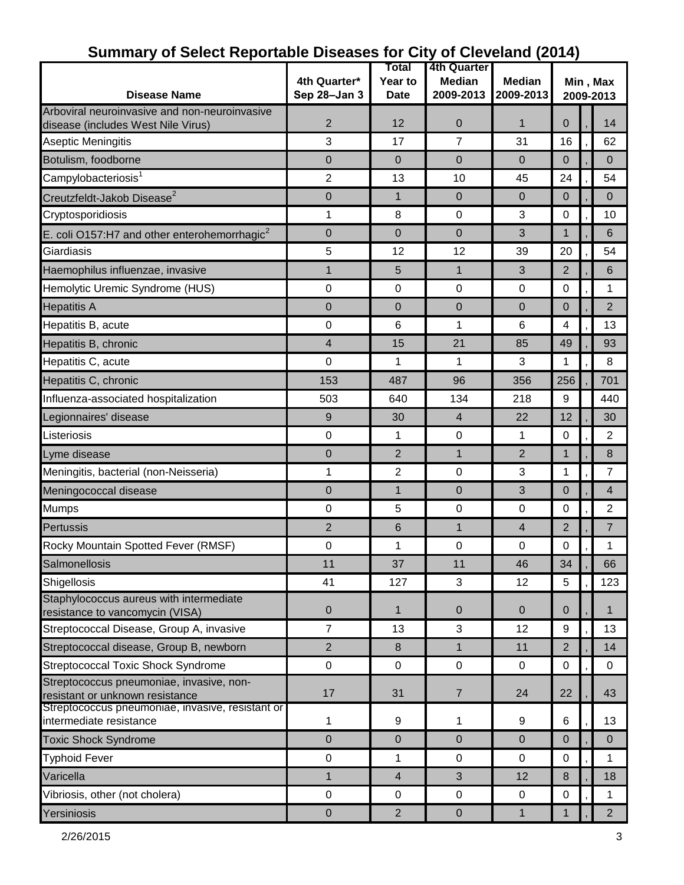# Summary of Select Reportable Diseases for City of Cleveland (2014)

| Disease Name | 4th Quarter* Sep 28–Jan 3 | Total Year to Date | 4th Quarter Median 2009-2013 | Median 2009-2013 | Min , Max 2009-2013 |
|---|---|---|---|---|---|
| Arboviral neuroinvasive and non-neuroinvasive disease (includes West Nile Virus) | 2 | 12 | 0 | 1 | 0 , 14 |
| Aseptic Meningitis | 3 | 17 | 7 | 31 | 16 , 62 |
| Botulism, foodborne | 0 | 0 | 0 | 0 | 0 , 0 |
| Campylobacteriosis[1] | 2 | 13 | 10 | 45 | 24 , 54 |
| Creutzfeldt-Jakob Disease[2] | 0 | 1 | 0 | 0 | 0 , 0 |
| Cryptosporidiosis | 1 | 8 | 0 | 3 | 0 , 10 |
| E. coli O157:H7 and other enterohemorrhagic[2] | 0 | 0 | 0 | 3 | 1 , 6 |
| Giardiasis | 5 | 12 | 12 | 39 | 20 , 54 |
| Haemophilus influenzae, invasive | 1 | 5 | 1 | 3 | 2 , 6 |
| Hemolytic Uremic Syndrome (HUS) | 0 | 0 | 0 | 0 | 0 , 1 |
| Hepatitis A | 0 | 0 | 0 | 0 | 0 , 2 |
| Hepatitis B, acute | 0 | 6 | 1 | 6 | 4 , 13 |
| Hepatitis B, chronic | 4 | 15 | 21 | 85 | 49 , 93 |
| Hepatitis C, acute | 0 | 1 | 1 | 3 | 1 , 8 |
| Hepatitis C, chronic | 153 | 487 | 96 | 356 | 256 , 701 |
| Influenza-associated hospitalization | 503 | 640 | 134 | 218 | 9 440 |
| Legionnaires' disease | 9 | 30 | 4 | 22 | 12 , 30 |
| Listeriosis | 0 | 1 | 0 | 1 | 0 , 2 |
| Lyme disease | 0 | 2 | 1 | 2 | 1 , 8 |
| Meningitis, bacterial (non-Neisseria) | 1 | 2 | 0 | 3 | 1 , 7 |
| Meningococcal disease | 0 | 1 | 0 | 3 | 0 , 4 |
| Mumps | 0 | 5 | 0 | 0 | 0 , 2 |
| Pertussis | 2 | 6 | 1 | 4 | 2 , 7 |
| Rocky Mountain Spotted Fever (RMSF) | 0 | 1 | 0 | 0 | 0 , 1 |
| Salmonellosis | 11 | 37 | 11 | 46 | 34 , 66 |
| Shigellosis | 41 | 127 | 3 | 12 | 5 , 123 |
| Staphylococcus aureus with intermediate resistance to vancomycin (VISA) | 0 | 1 | 0 | 0 | 0 , 1 |
| Streptococcal Disease, Group A, invasive | 7 | 13 | 3 | 12 | 9 , 13 |
| Streptococcal disease, Group B, newborn | 2 | 8 | 1 | 11 | 2 , 14 |
| Streptococcal Toxic Shock Syndrome | 0 | 0 | 0 | 0 | 0 , 0 |
| Streptococcus pneumoniae, invasive, non-resistant or unknown resistance | 17 | 31 | 7 | 24 | 22 , 43 |
| Streptococcus pneumoniae, invasive, resistant or intermediate resistance | 1 | 9 | 1 | 9 | 6 , 13 |
| Toxic Shock Syndrome | 0 | 0 | 0 | 0 | 0 , 0 |
| Typhoid Fever | 0 | 1 | 0 | 0 | 0 , 1 |
| Varicella | 1 | 4 | 3 | 12 | 8 , 18 |
| Vibriosis, other (not cholera) | 0 | 0 | 0 | 0 | 0 , 1 |
| Yersiniosis | 0 | 2 | 0 | 1 | 1 , 2 |

2/26/2015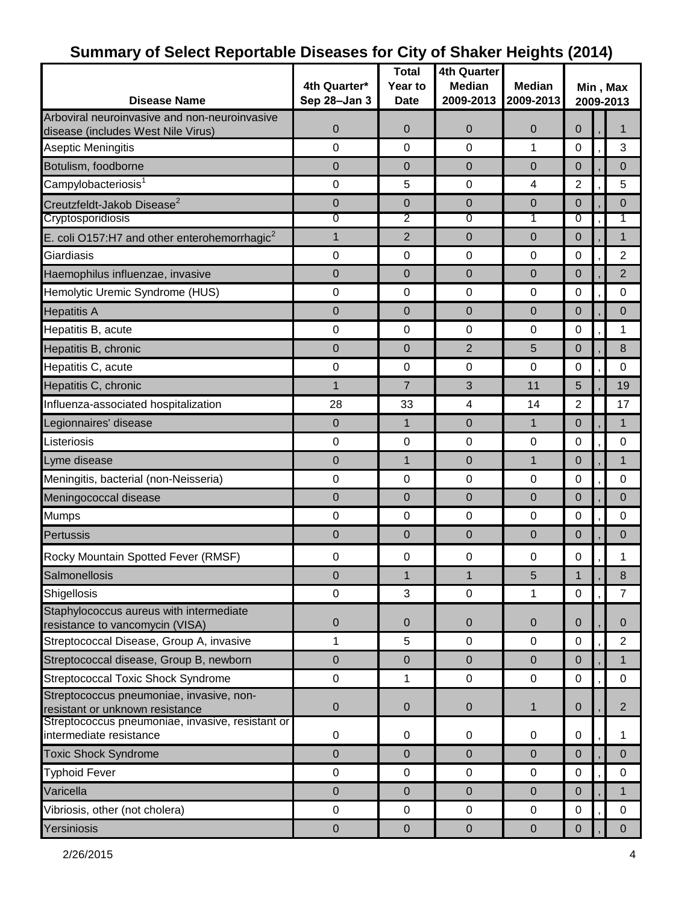## Summary of Select Reportable Diseases for City of Shaker Heights (2014)

| Disease Name | 4th Quarter* Sep 28–Jan 3 | Total Year to Date | 4th Quarter Median 2009-2013 | Median 2009-2013 | Min , Max 2009-2013 | | |
|---|---|---|---|---|---|---|---|
| Arboviral neuroinvasive and non-neuroinvasive disease (includes West Nile Virus) | 0 | 0 | 0 | 0 | 0 | , | 1 |
| Aseptic Meningitis | 0 | 0 | 0 | 1 | 0 | , | 3 |
| Botulism, foodborne | 0 | 0 | 0 | 0 | 0 | , | 0 |
| Campylobacteriosis[1] | 0 | 5 | 0 | 4 | 2 | , | 5 |
| Creutzfeldt-Jakob Disease[2] | 0 | 0 | 0 | 0 | 0 | , | 0 |
| Cryptosporidiosis | 0 | 2 | 0 | 1 | 0 | , | 1 |
| E. coli O157:H7 and other enterohemorrhagic[2] | 1 | 2 | 0 | 0 | 0 | , | 1 |
| Giardiasis | 0 | 0 | 0 | 0 | 0 | , | 2 |
| Haemophilus influenzae, invasive | 0 | 0 | 0 | 0 | 0 | , | 2 |
| Hemolytic Uremic Syndrome (HUS) | 0 | 0 | 0 | 0 | 0 | , | 0 |
| Hepatitis A | 0 | 0 | 0 | 0 | 0 | , | 0 |
| Hepatitis B, acute | 0 | 0 | 0 | 0 | 0 | , | 1 |
| Hepatitis B, chronic | 0 | 0 | 2 | 5 | 0 | , | 8 |
| Hepatitis C, acute | 0 | 0 | 0 | 0 | 0 | , | 0 |
| Hepatitis C, chronic | 1 | 7 | 3 | 11 | 5 | , | 19 |
| Influenza-associated hospitalization | 28 | 33 | 4 | 14 | 2 | | 17 |
| Legionnaires' disease | 0 | 1 | 0 | 1 | 0 | , | 1 |
| Listeriosis | 0 | 0 | 0 | 0 | 0 | , | 0 |
| Lyme disease | 0 | 1 | 0 | 1 | 0 | , | 1 |
| Meningitis, bacterial (non-Neisseria) | 0 | 0 | 0 | 0 | 0 | , | 0 |
| Meningococcal disease | 0 | 0 | 0 | 0 | 0 | , | 0 |
| Mumps | 0 | 0 | 0 | 0 | 0 | , | 0 |
| Pertussis | 0 | 0 | 0 | 0 | 0 | , | 0 |
| Rocky Mountain Spotted Fever (RMSF) | 0 | 0 | 0 | 0 | 0 | , | 1 |
| Salmonellosis | 0 | 1 | 1 | 5 | 1 | , | 8 |
| Shigellosis | 0 | 3 | 0 | 1 | 0 | , | 7 |
| Staphylococcus aureus with intermediate resistance to vancomycin (VISA) | 0 | 0 | 0 | 0 | 0 | , | 0 |
| Streptococcal Disease, Group A, invasive | 1 | 5 | 0 | 0 | 0 | , | 2 |
| Streptococcal disease, Group B, newborn | 0 | 0 | 0 | 0 | 0 | , | 1 |
| Streptococcal Toxic Shock Syndrome | 0 | 1 | 0 | 0 | 0 | , | 0 |
| Streptococcus pneumoniae, invasive, non-resistant or unknown resistance | 0 | 0 | 0 | 1 | 0 | , | 2 |
| Streptococcus pneumoniae, invasive, resistant or intermediate resistance | 0 | 0 | 0 | 0 | 0 | , | 1 |
| Toxic Shock Syndrome | 0 | 0 | 0 | 0 | 0 | , | 0 |
| Typhoid Fever | 0 | 0 | 0 | 0 | 0 | , | 0 |
| Varicella | 0 | 0 | 0 | 0 | 0 | , | 1 |
| Vibriosis, other (not cholera) | 0 | 0 | 0 | 0 | 0 | , | 0 |
| Yersiniosis | 0 | 0 | 0 | 0 | 0 | , | 0 |

2/26/2015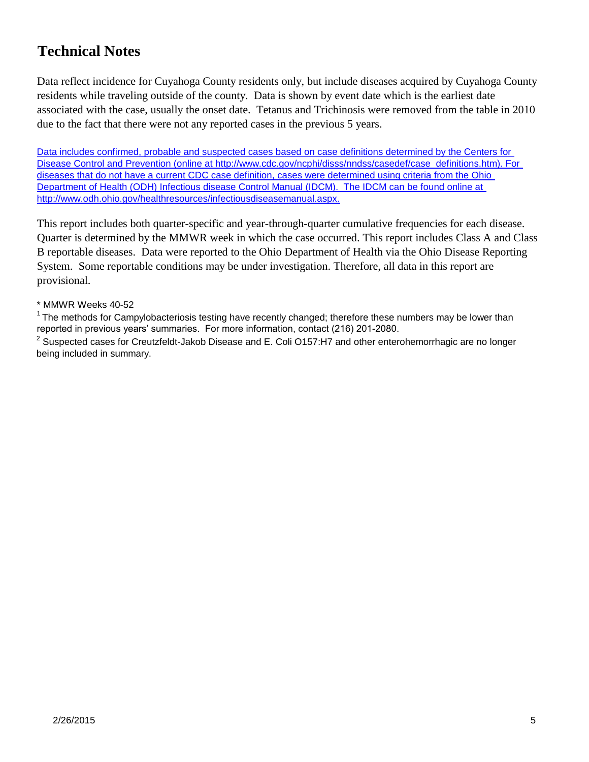## Technical Notes

Data reflect incidence for Cuyahoga County residents only, but include diseases acquired by Cuyahoga County residents while traveling outside of the county. Data is shown by event date which is the earliest date associated with the case, usually the onset date. Tetanus and Trichinosis were removed from the table in 2010 due to the fact that there were not any reported cases in the previous 5 years.

Data includes confirmed, probable and suspected cases based on case definitions determined by the Centers for Disease Control and Prevention (online at http://www.cdc.gov/ncphi/disss/nndss/casedef/case_definitions.htm). For diseases that do not have a current CDC case definition, cases were determined using criteria from the Ohio Department of Health (ODH) Infectious disease Control Manual (IDCM). The IDCM can be found online at http://www.odh.ohio.gov/healthresources/infectiousdiseasemanual.aspx.

This report includes both quarter-specific and year-through-quarter cumulative frequencies for each disease. Quarter is determined by the MMWR week in which the case occurred. This report includes Class A and Class B reportable diseases. Data were reported to the Ohio Department of Health via the Ohio Disease Reporting System. Some reportable conditions may be under investigation. Therefore, all data in this report are provisional.

\* MMWR Weeks 40-52

[1] The methods for Campylobacteriosis testing have recently changed; therefore these numbers may be lower than reported in previous years' summaries. For more information, contact (216) 201-2080.

[2] Suspected cases for Creutzfeldt-Jakob Disease and E. Coli O157:H7 and other enterohemorrhagic are no longer being included in summary.